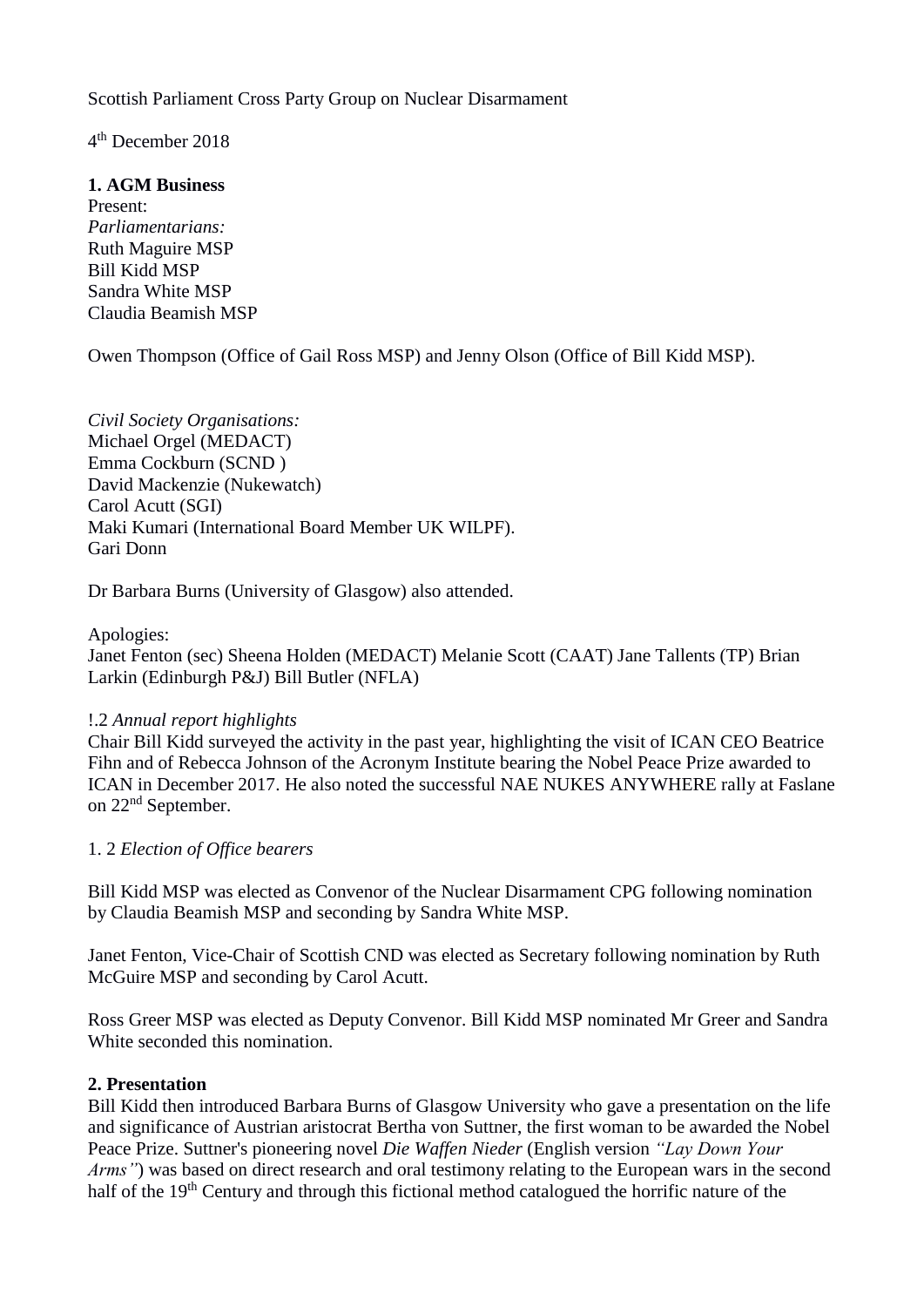Scottish Parliament Cross Party Group on Nuclear Disarmament

4th December 2018

**1. AGM Business**

Present:

*Parliamentarians:*
Ruth Maguire MSP
Bill Kidd MSP
Sandra White MSP
Claudia Beamish MSP

Owen Thompson (Office of Gail Ross MSP) and Jenny Olson (Office of Bill Kidd MSP).

*Civil Society Organisations:*
Michael Orgel (MEDACT)
Emma Cockburn (SCND )
David Mackenzie (Nukewatch)
Carol Acutt (SGI)
Maki Kumari (International Board Member UK WILPF).
Gari Donn

Dr Barbara Burns (University of Glasgow) also attended.

Apologies:
Janet Fenton (sec) Sheena Holden (MEDACT) Melanie Scott (CAAT) Jane Tallents (TP) Brian Larkin (Edinburgh P&J) Bill Butler (NFLA)

!.2 *Annual report highlights*

Chair Bill Kidd surveyed the activity in the past year, highlighting the visit of ICAN CEO Beatrice Fihn and of Rebecca Johnson of the Acronym Institute bearing the Nobel Peace Prize awarded to ICAN in December 2017. He also noted the successful NAE NUKES ANYWHERE rally at Faslane on 22nd September.

1. 2 *Election of Office bearers*

Bill Kidd MSP was elected as Convenor of the Nuclear Disarmament CPG following nomination by Claudia Beamish MSP and seconding by Sandra White MSP.

Janet Fenton, Vice-Chair of Scottish CND was elected as Secretary following nomination by Ruth McGuire MSP and seconding by Carol Acutt.

Ross Greer MSP was elected as Deputy Convenor. Bill Kidd MSP nominated Mr Greer and Sandra White seconded this nomination.

**2. Presentation**

Bill Kidd then introduced Barbara Burns of Glasgow University who gave a presentation on the life and significance of Austrian aristocrat Bertha von Suttner, the first woman to be awarded the Nobel Peace Prize. Suttner's pioneering novel *Die Waffen Nieder* (English version *"Lay Down Your Arms"*) was based on direct research and oral testimony relating to the European wars in the second half of the 19th Century and through this fictional method catalogued the horrific nature of the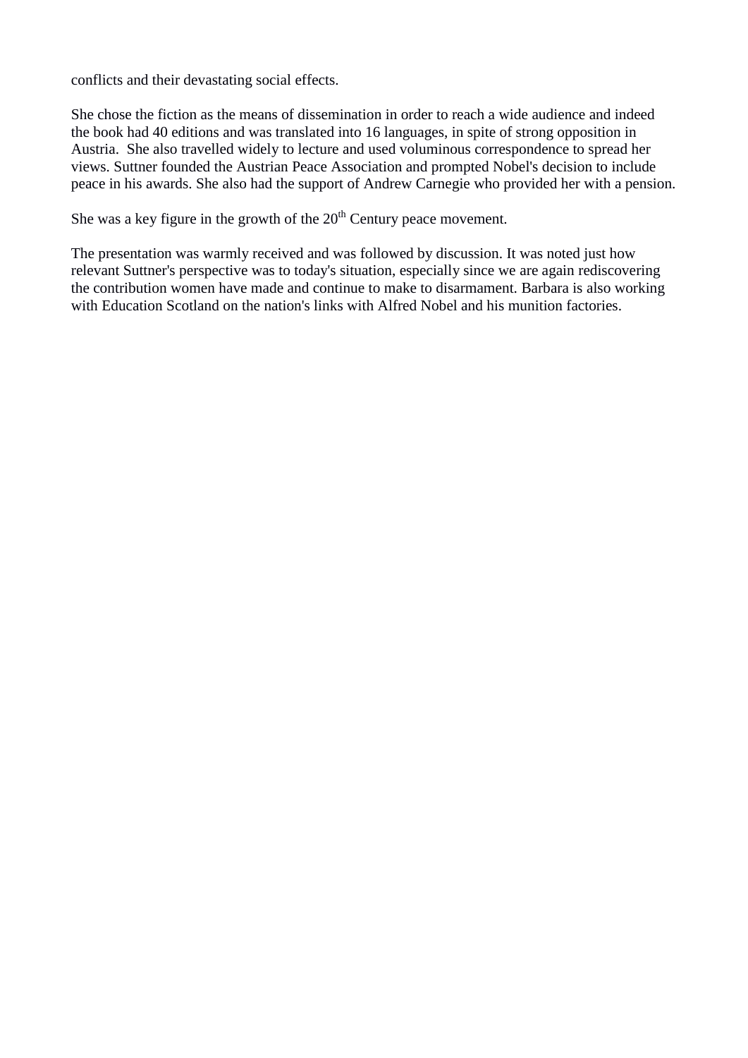conflicts and their devastating social effects.

She chose the fiction as the means of dissemination in order to reach a wide audience and indeed the book had 40 editions and was translated into 16 languages, in spite of strong opposition in Austria. She also travelled widely to lecture and used voluminous correspondence to spread her views. Suttner founded the Austrian Peace Association and prompted Nobel's decision to include peace in his awards. She also had the support of Andrew Carnegie who provided her with a pension.

She was a key figure in the growth of the 20th Century peace movement.

The presentation was warmly received and was followed by discussion. It was noted just how relevant Suttner's perspective was to today's situation, especially since we are again rediscovering the contribution women have made and continue to make to disarmament. Barbara is also working with Education Scotland on the nation's links with Alfred Nobel and his munition factories.